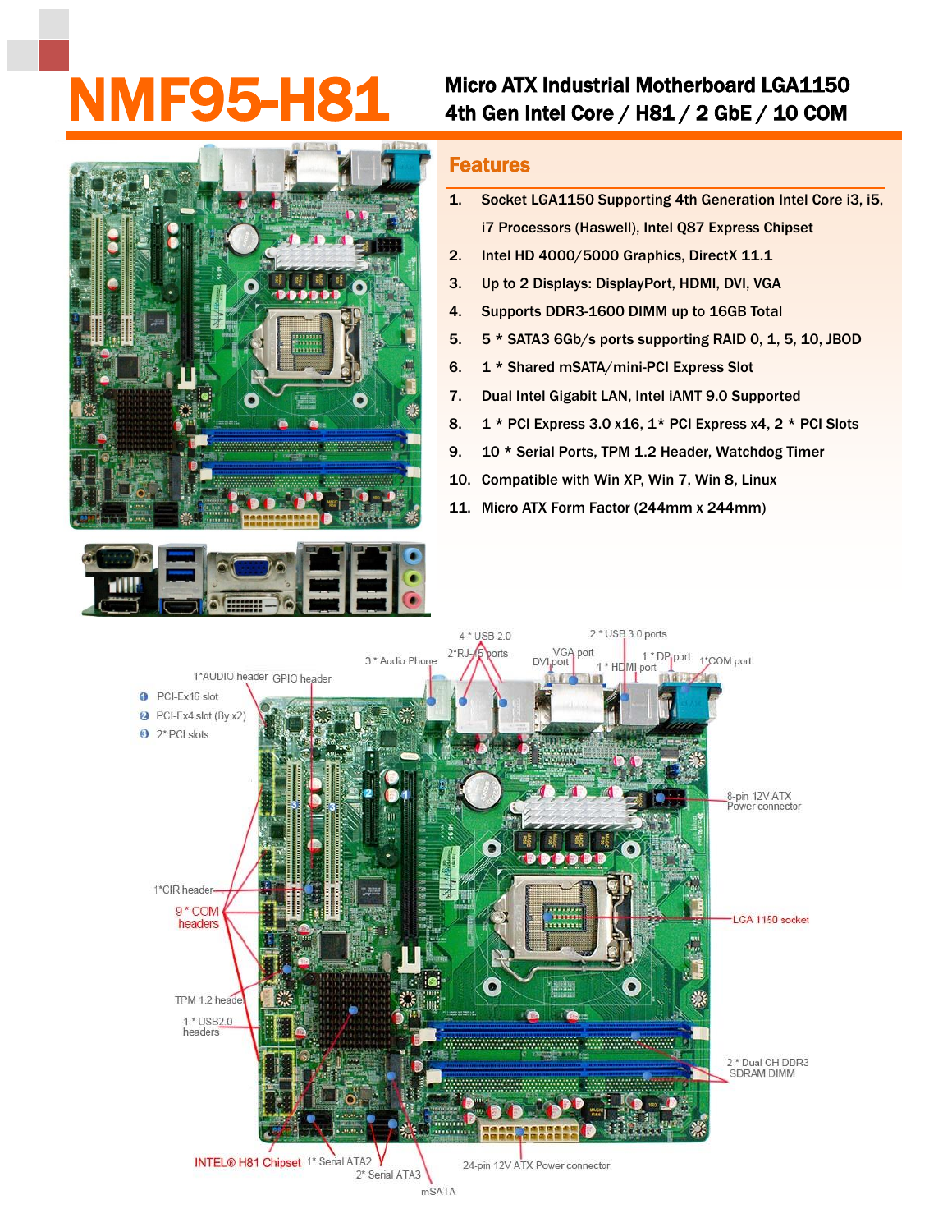# NMF95-H81

## Micro ATX Industrial Motherboard LGA1150
## 4th Gen Intel Core / H81 / 2 GbE / 10 COM

## Features

1. Socket LGA1150 Supporting 4th Generation Intel Core i3, i5, i7 Processors (Haswell), Intel Q87 Express Chipset
2. Intel HD 4000/5000 Graphics, DirectX 11.1
3. Up to 2 Displays: DisplayPort, HDMI, DVI, VGA
4. Supports DDR3-1600 DIMM up to 16GB Total
5. 5 * SATA3 6Gb/s ports supporting RAID 0, 1, 5, 10, JBOD
6. 1 * Shared mSATA/mini-PCI Express Slot
7. Dual Intel Gigabit LAN, Intel iAMT 9.0 Supported
8. 1 * PCI Express 3.0 x16, 1* PCI Express x4, 2 * PCI Slots
9. 10 * Serial Ports, TPM 1.2 Header, Watchdog Timer
10. Compatible with Win XP, Win 7, Win 8, Linux
11. Micro ATX Form Factor (244mm x 244mm)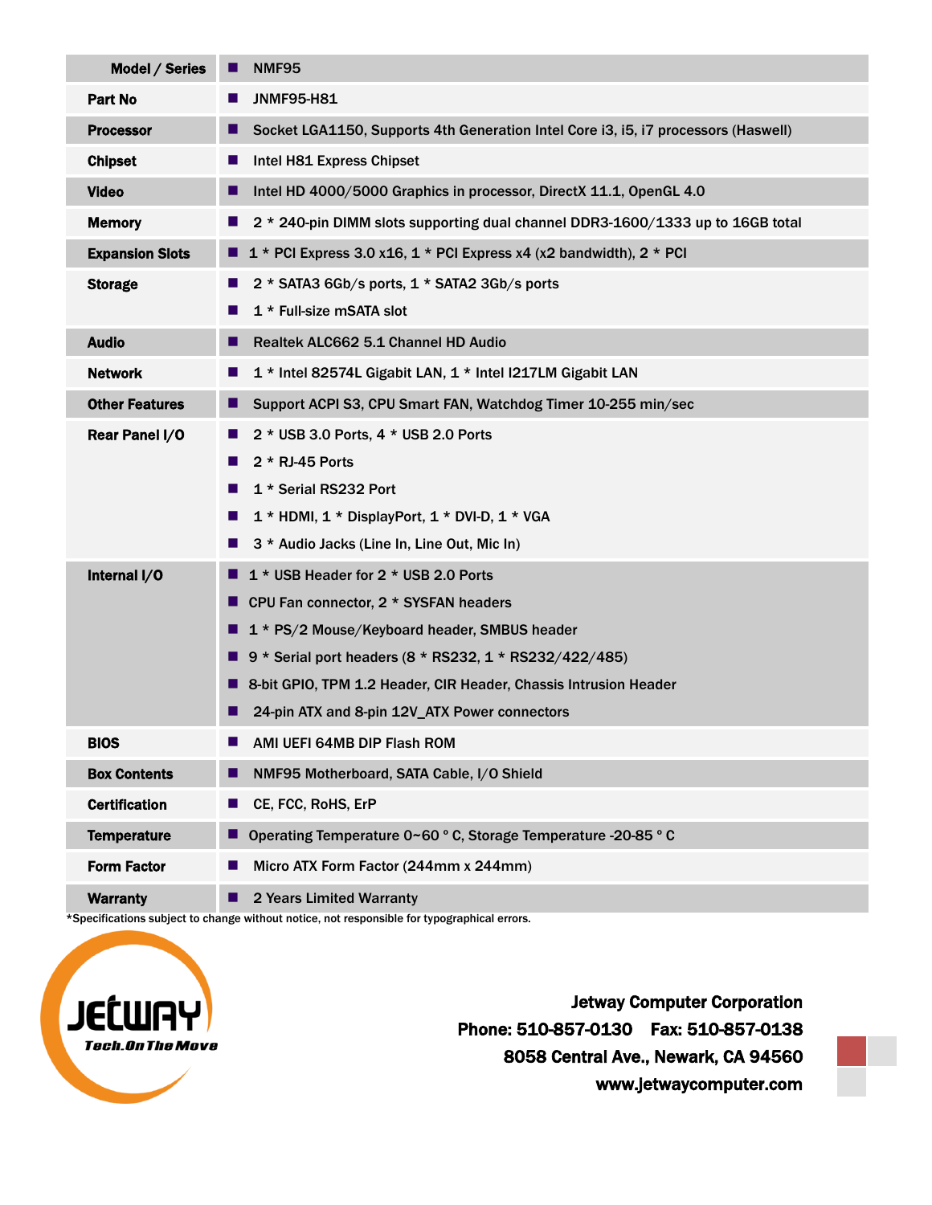| Model / Series | NMF95 |
|---|---|
| Part No | JNMF95-H81 |
| Processor | Socket LGA1150, Supports 4th Generation Intel Core i3, i5, i7 processors (Haswell) |
| Chipset | Intel H81 Express Chipset |
| Video | Intel HD 4000/5000 Graphics in processor, DirectX 11.1, OpenGL 4.0 |
| Memory | 2 * 240-pin DIMM slots supporting dual channel DDR3-1600/1333 up to 16GB total |
| Expansion Slots | 1 * PCI Express 3.0 x16, 1 * PCI Express x4 (x2 bandwidth), 2 * PCI |
| Storage | 2 * SATA3 6Gb/s ports, 1 * SATA2 3Gb/s ports<br>1 * Full-size mSATA slot |
| Audio | Realtek ALC662 5.1 Channel HD Audio |
| Network | 1 * Intel 82574L Gigabit LAN, 1 * Intel I217LM Gigabit LAN |
| Other Features | Support ACPI S3, CPU Smart FAN, Watchdog Timer 10-255 min/sec |
| Rear Panel I/O | 2 * USB 3.0 Ports, 4 * USB 2.0 Ports<br>2 * RJ-45 Ports<br>1 * Serial RS232 Port<br>1 * HDMI, 1 * DisplayPort, 1 * DVI-D, 1 * VGA<br>3 * Audio Jacks (Line In, Line Out, Mic In) |
| Internal I/O | 1 * USB Header for 2 * USB 2.0 Ports<br>CPU Fan connector, 2 * SYSFAN headers<br>1 * PS/2 Mouse/Keyboard header, SMBUS header<br>9 * Serial port headers (8 * RS232, 1 * RS232/422/485)<br>8-bit GPIO, TPM 1.2 Header, CIR Header, Chassis Intrusion Header<br>24-pin ATX and 8-pin 12V_ATX Power connectors |
| BIOS | AMI UEFI 64MB DIP Flash ROM |
| Box Contents | NMF95 Motherboard, SATA Cable, I/O Shield |
| Certification | CE, FCC, RoHS, ErP |
| Temperature | Operating Temperature 0~60 ° C, Storage Temperature -20-85 ° C |
| Form Factor | Micro ATX Form Factor (244mm x 244mm) |
| Warranty | 2 Years Limited Warranty |

*Specifications subject to change without notice, not responsible for typographical errors.

JETWAY
*Tech.On The Move*

**Jetway Computer Corporation**
**Phone: 510-857-0130 Fax: 510-857-0138**
**8058 Central Ave., Newark, CA 94560**
**www.jetwaycomputer.com**